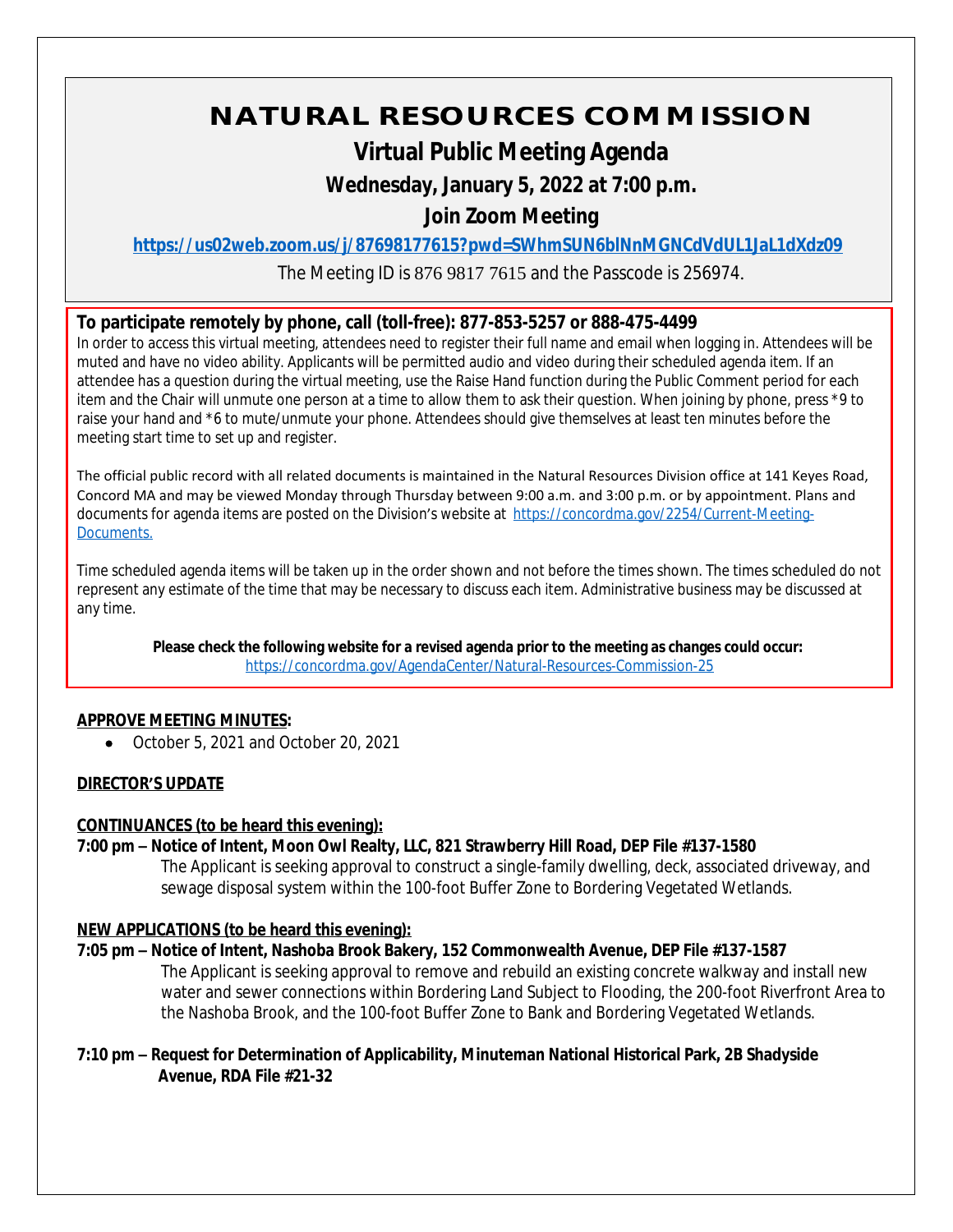# NATURAL RESOURCES COMMISSION

## Virtual Public Meeting Agenda

### Wednesday, January 5, 2022 at 7:00 p.m.

### Join Zoom Meeting

**https://us02web.zoom.us/j/87698177615?pwd=SWhmSUN6blNnMGNCdVdUL1JaL1dXdz09**

The Meeting ID is 876 9817 7615 and the Passcode is 256974.

**To participate remotely by phone, call (toll-free): 877-853-5257 or 888-475-4499**

In order to access this virtual meeting, attendees need to register their full name and email when logging in. Attendees will be muted and have no video ability. Applicants will be permitted audio and video during their scheduled agenda item. If an attendee has a question during the virtual meeting, use the Raise Hand function during the Public Comment period for each item and the Chair will unmute one person at a time to allow them to ask their question. When joining by phone, press *9 to raise your hand and *6 to mute/unmute your phone. Attendees should give themselves at least ten minutes before the meeting start time to set up and register.

The official public record with all related documents is maintained in the Natural Resources Division office at 141 Keyes Road, Concord MA and may be viewed Monday through Thursday between 9:00 a.m. and 3:00 p.m. or by appointment. Plans and documents for agenda items are posted on the Division's website at https://concordma.gov/2254/Current-Meeting-Documents.

Time scheduled agenda items will be taken up in the order shown and not before the times shown. The times scheduled do not represent any estimate of the time that may be necessary to discuss each item. Administrative business may be discussed at any time.

**Please check the following website for a revised agenda prior to the meeting as changes could occur:**
https://concordma.gov/AgendaCenter/Natural-Resources-Commission-25

**APPROVE MEETING MINUTES:**

- October 5, 2021 and October 20, 2021

**DIRECTOR'S UPDATE**

**CONTINUANCES (to be heard this evening):**

**7:00 pm – Notice of Intent, Moon Owl Realty, LLC, 821 Strawberry Hill Road, DEP File #137-1580**

The Applicant is seeking approval to construct a single-family dwelling, deck, associated driveway, and sewage disposal system within the 100-foot Buffer Zone to Bordering Vegetated Wetlands.

**NEW APPLICATIONS (to be heard this evening):**

**7:05 pm – Notice of Intent, Nashoba Brook Bakery, 152 Commonwealth Avenue, DEP File #137-1587**

The Applicant is seeking approval to remove and rebuild an existing concrete walkway and install new water and sewer connections within Bordering Land Subject to Flooding, the 200-foot Riverfront Area to the Nashoba Brook, and the 100-foot Buffer Zone to Bank and Bordering Vegetated Wetlands.

**7:10 pm – Request for Determination of Applicability, Minuteman National Historical Park, 2B Shadyside Avenue, RDA File #21-32**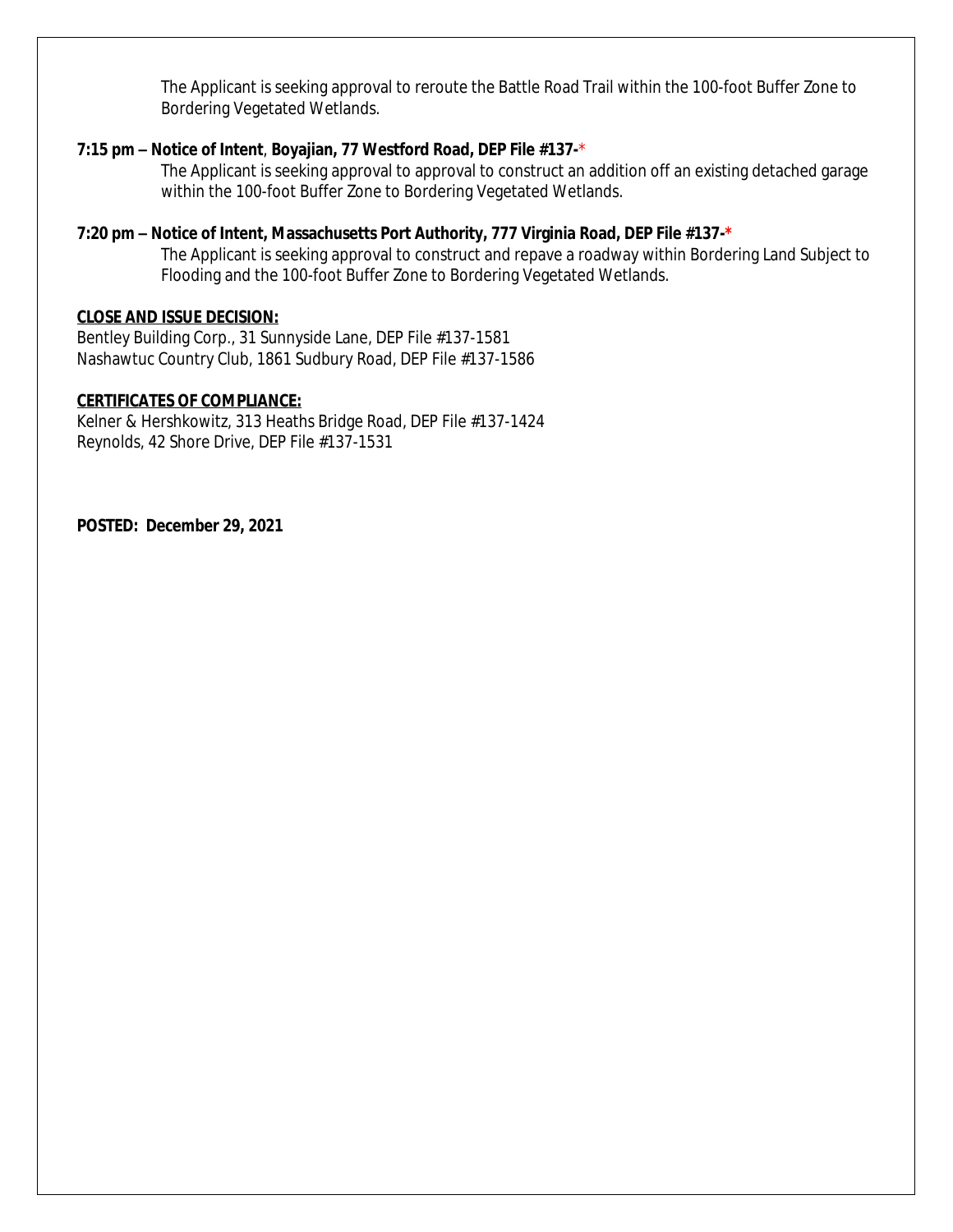The Applicant is seeking approval to reroute the Battle Road Trail within the 100-foot Buffer Zone to Bordering Vegetated Wetlands.

**7:15 pm – Notice of Intent**, **Boyajian, 77 Westford Road, DEP File #137-***

The Applicant is seeking approval to approval to construct an addition off an existing detached garage within the 100-foot Buffer Zone to Bordering Vegetated Wetlands.

**7:20 pm – Notice of Intent, Massachusetts Port Authority, 777 Virginia Road, DEP File #137-***

The Applicant is seeking approval to construct and repave a roadway within Bordering Land Subject to Flooding and the 100-foot Buffer Zone to Bordering Vegetated Wetlands.

**CLOSE AND ISSUE DECISION:**

Bentley Building Corp., 31 Sunnyside Lane, DEP File #137-1581
Nashawtuc Country Club, 1861 Sudbury Road, DEP File #137-1586

**CERTIFICATES OF COMPLIANCE:**

Kelner & Hershkowitz, 313 Heaths Bridge Road, DEP File #137-1424
Reynolds, 42 Shore Drive, DEP File #137-1531

**POSTED: December 29, 2021**